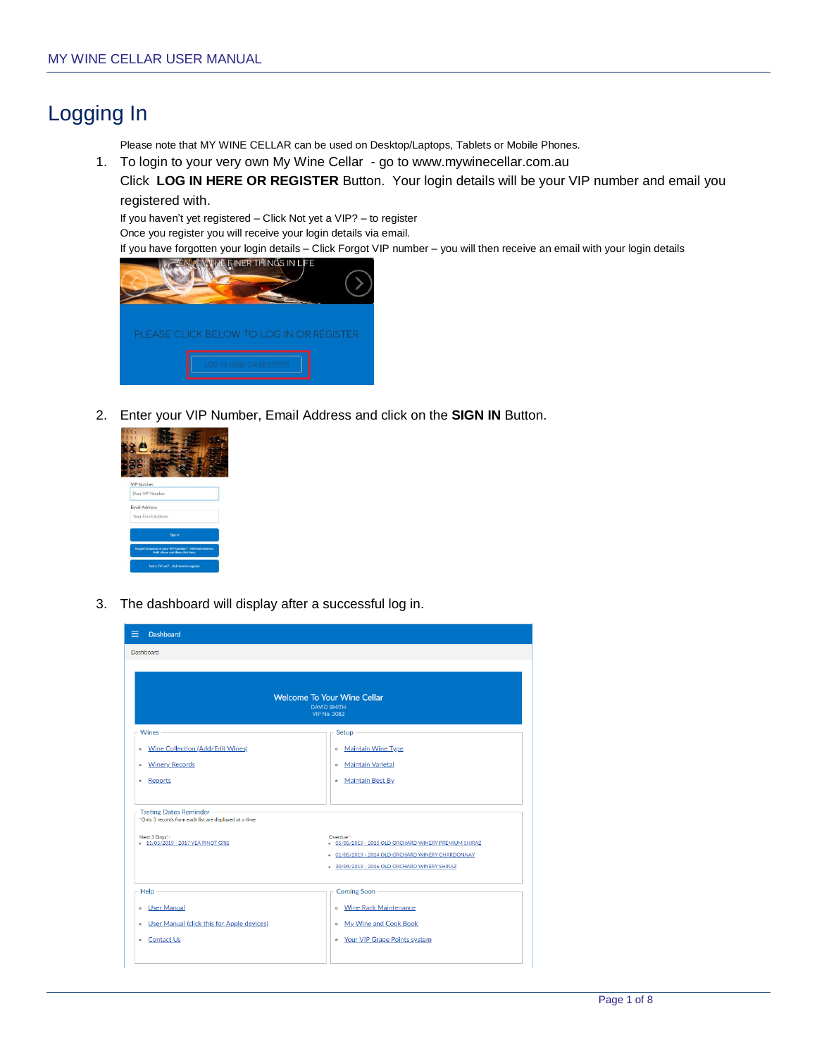# Logging In

Please note that MY WINE CELLAR can be used on Desktop/Laptops, Tablets or Mobile Phones.

1. To login to your very own My Wine Cellar - go to www.mywinecellar.com.au
   Click **LOG IN HERE OR REGISTER** Button. Your login details will be your VIP number and email you registered with.
   If you haven't yet registered – Click Not yet a VIP? – to register
   Once you register you will receive your login details via email.
   If you have forgotten your login details – Click Forgot VIP number – you will then receive an email with your login details

2. Enter your VIP Number, Email Address and click on the **SIGN IN** Button.

3. The dashboard will display after a successful log in.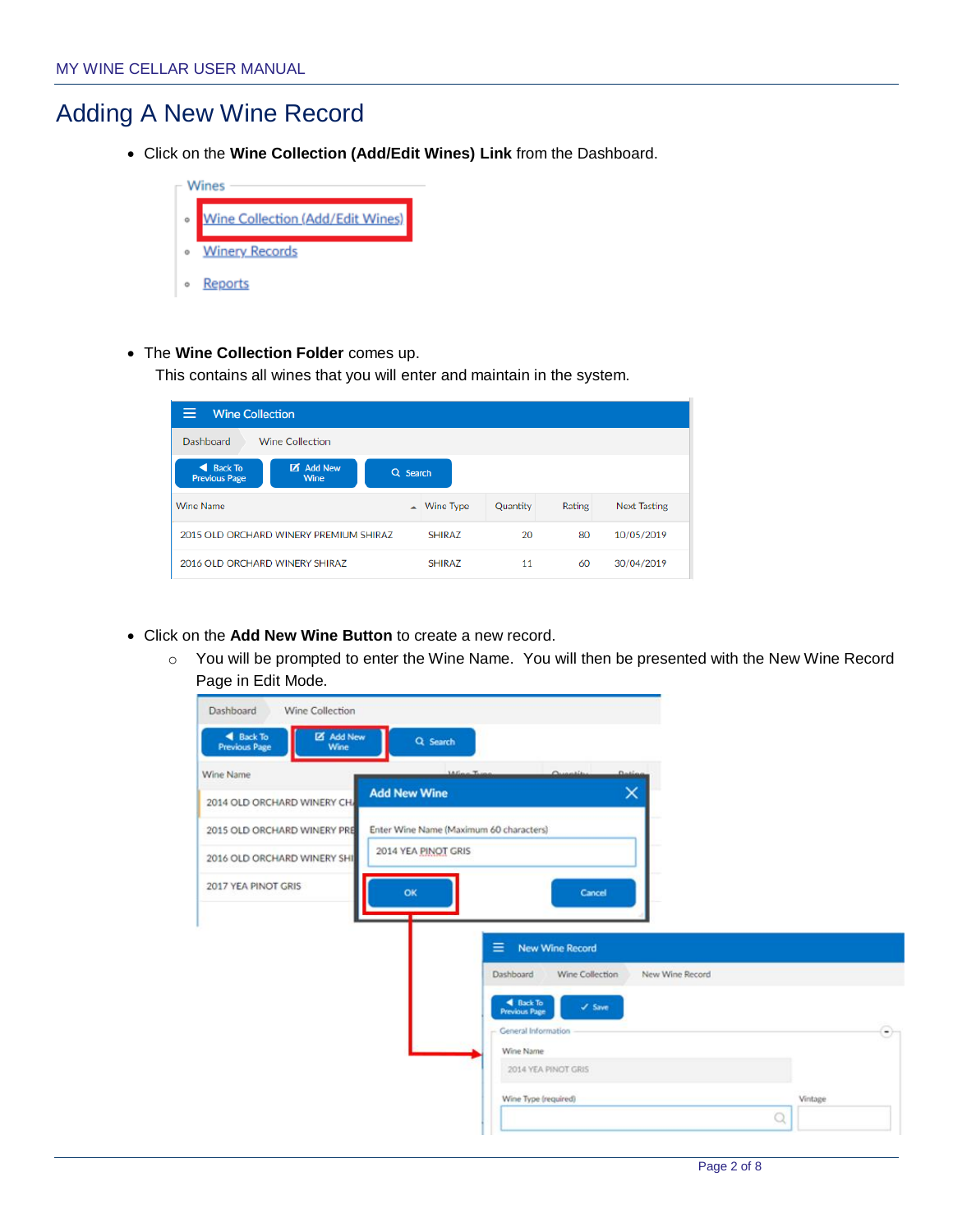# Adding A New Wine Record

- Click on the **Wine Collection (Add/Edit Wines) Link** from the Dashboard.

- The **Wine Collection Folder** comes up.
  This contains all wines that you will enter and maintain in the system.

- Click on the **Add New Wine Button** to create a new record.
  - You will be prompted to enter the Wine Name. You will then be presented with the New Wine Record Page in Edit Mode.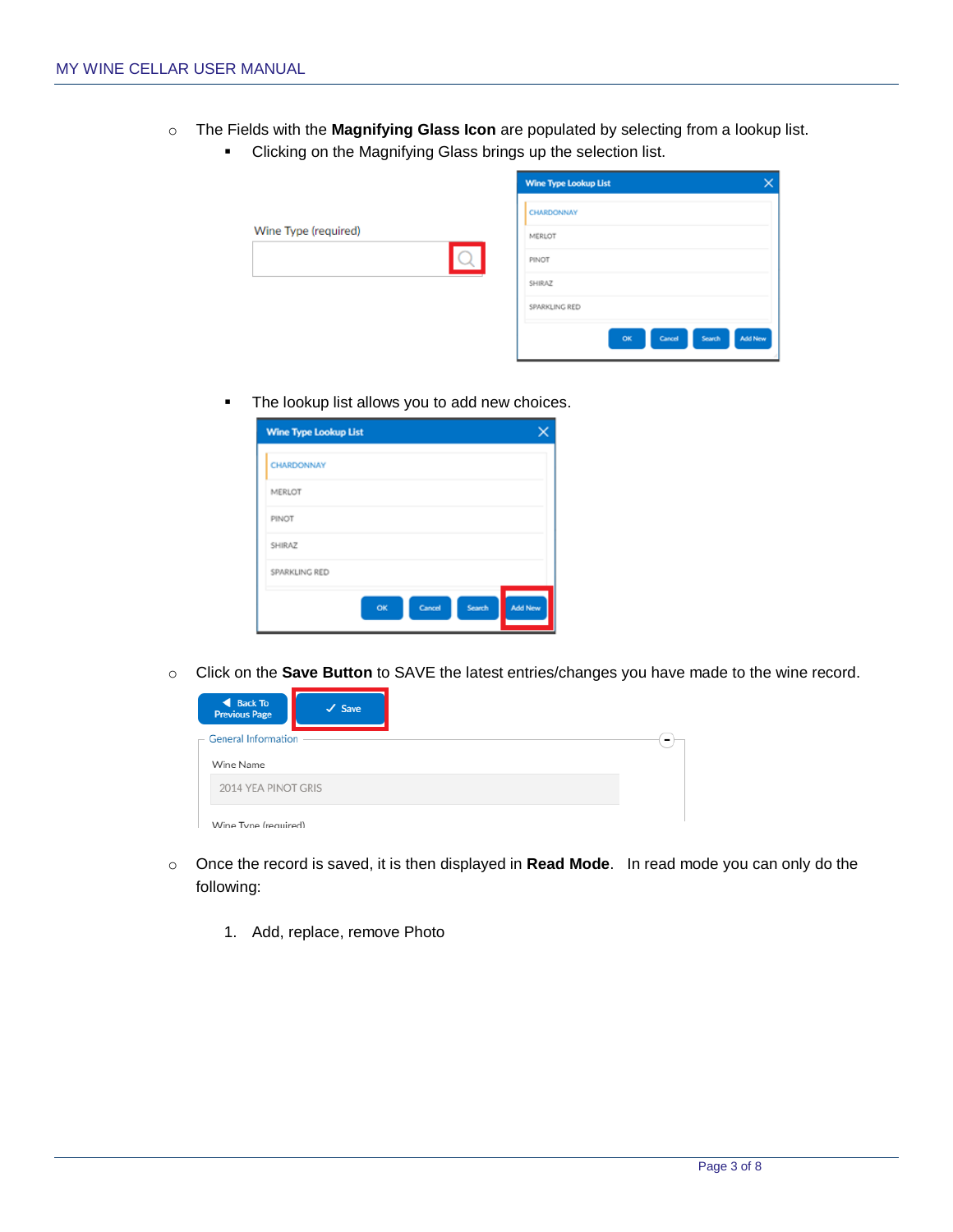- The Fields with the **Magnifying Glass Icon** are populated by selecting from a lookup list.
  - Clicking on the Magnifying Glass brings up the selection list.
  - The lookup list allows you to add new choices.
- Click on the **Save Button** to SAVE the latest entries/changes you have made to the wine record.
- Once the record is saved, it is then displayed in **Read Mode**. In read mode you can only do the following:

  1. Add, replace, remove Photo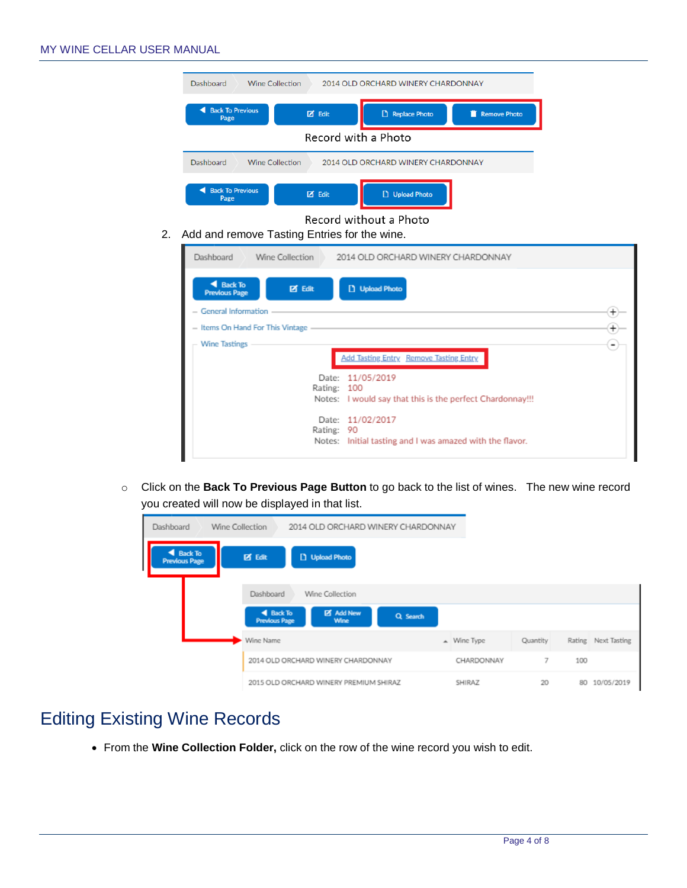Record with a Photo

Record without a Photo

2. Add and remove Tasting Entries for the wine.

- Click on the **Back To Previous Page Button** to go back to the list of wines. The new wine record you created will now be displayed in that list.

## Editing Existing Wine Records

- From the **Wine Collection Folder,** click on the row of the wine record you wish to edit.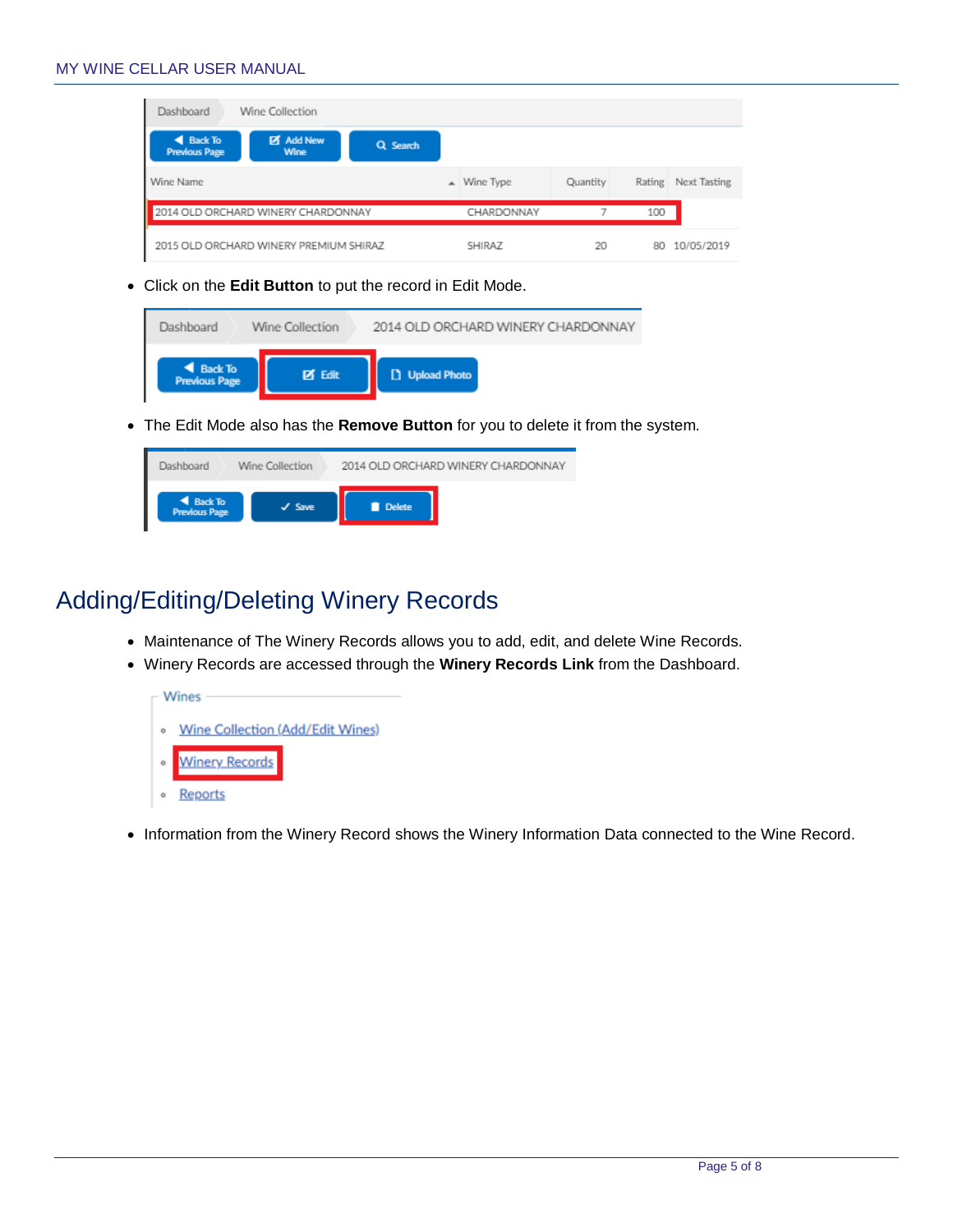- Click on the **Edit Button** to put the record in Edit Mode.

- The Edit Mode also has the **Remove Button** for you to delete it from the system.

## Adding/Editing/Deleting Winery Records

- Maintenance of The Winery Records allows you to add, edit, and delete Wine Records.
- Winery Records are accessed through the **Winery Records Link** from the Dashboard.

- Information from the Winery Record shows the Winery Information Data connected to the Wine Record.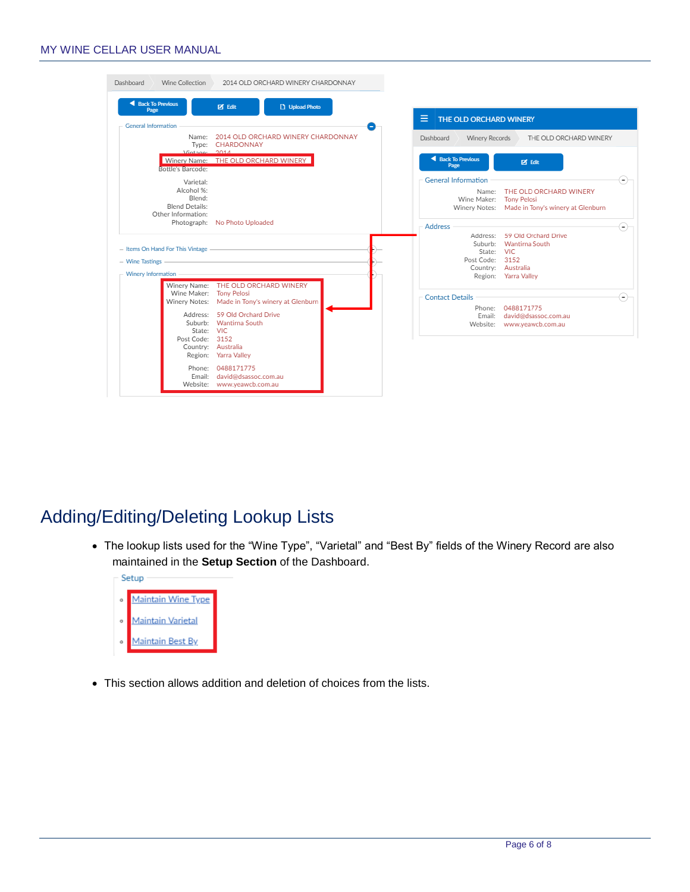Dashboard | Wine Collection | 2014 OLD ORCHARD WINERY CHARDONNAY

Back To Previous Page | Edit | Upload Photo

General Information

Name: 2014 OLD ORCHARD WINERY CHARDONNAY
Type: CHARDONNAY
Vintage: 2014
Winery Name: THE OLD ORCHARD WINERY
Bottle's Barcode:

Varietal:
Alcohol %:
Blend:
Blend Details:
Other Information:
Photograph: No Photo Uploaded

Items On Hand For This Vintage

Wine Tastings

Winery Information

Winery Name: THE OLD ORCHARD WINERY
Wine Maker: Tony Pelosi
Winery Notes: Made in Tony's winery at Glenburn

Address: 59 Old Orchard Drive
Suburb: Wantirna South
State: VIC
Post Code: 3152
Country: Australia
Region: Yarra Valley

Phone: 0488171775
Email: david@dsassoc.com.au
Website: www.yeawcb.com.au

THE OLD ORCHARD WINERY

Dashboard | Winery Records | THE OLD ORCHARD WINERY

Back To Previous Page | Edit

General Information

Name: THE OLD ORCHARD WINERY
Wine Maker: Tony Pelosi
Winery Notes: Made in Tony's winery at Glenburn

Address

Address: 59 Old Orchard Drive
Suburb: Wantirna South
State: VIC
Post Code: 3152
Country: Australia
Region: Yarra Valley

Contact Details

Phone: 0488171775
Email: david@dsassoc.com.au
Website: www.yeawcb.com.au

# Adding/Editing/Deleting Lookup Lists

- The lookup lists used for the “Wine Type”, “Varietal” and “Best By” fields of the Winery Record are also maintained in the **Setup Section** of the Dashboard.

Setup

- Maintain Wine Type
- Maintain Varietal
- Maintain Best By

- This section allows addition and deletion of choices from the lists.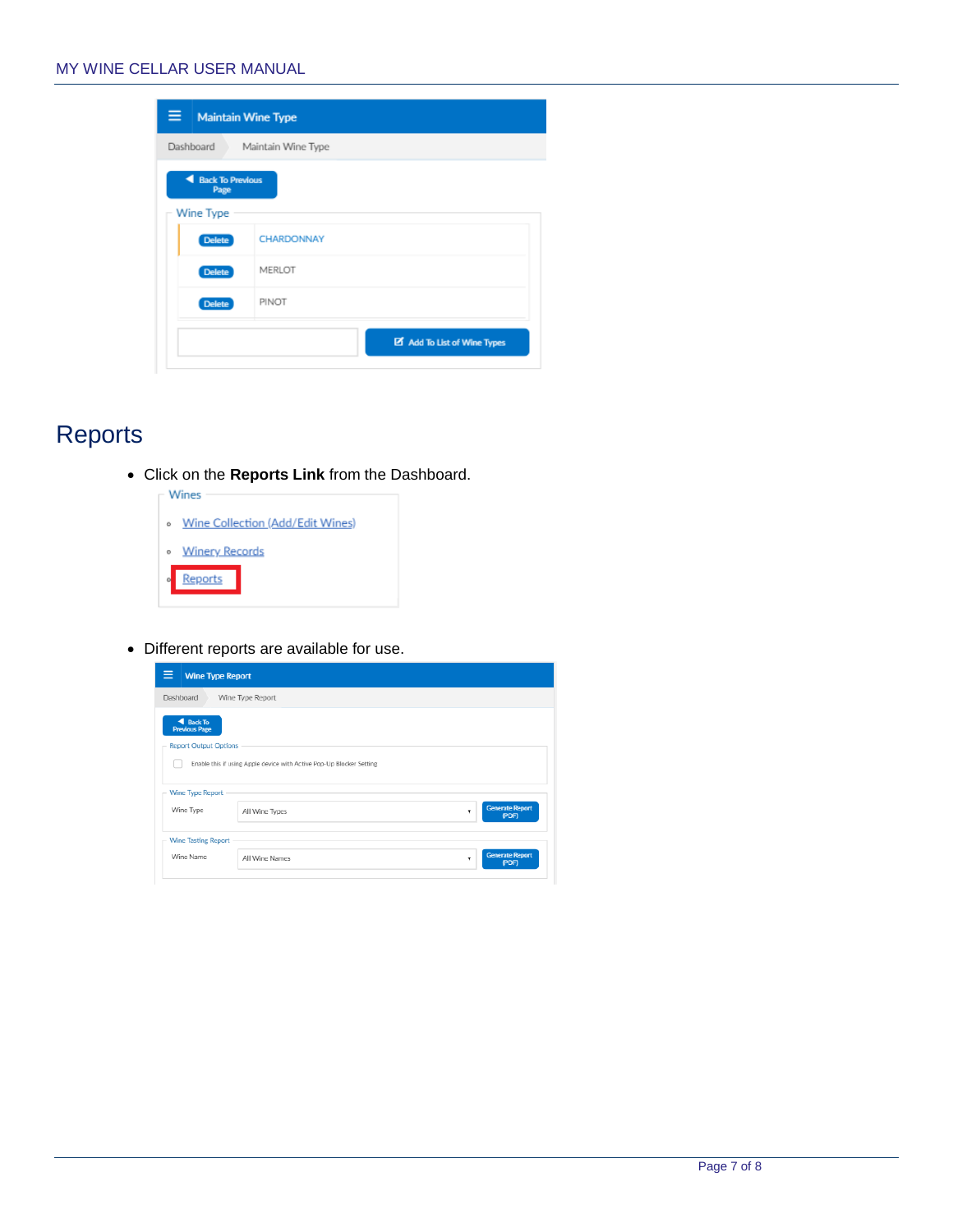# Reports

- Click on the **Reports Link** from the Dashboard.
- Different reports are available for use.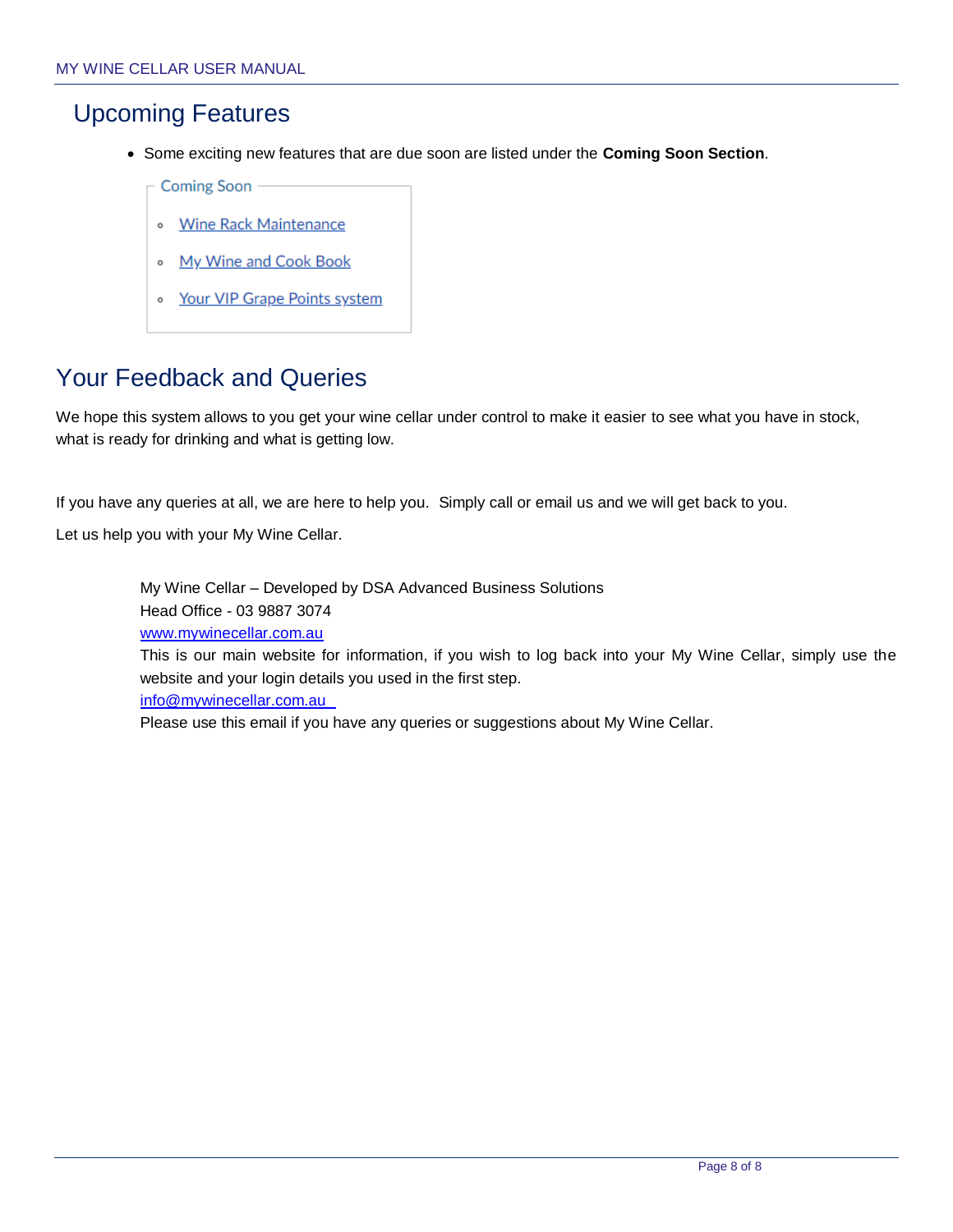## Upcoming Features

- Some exciting new features that are due soon are listed under the **Coming Soon Section**.

Coming Soon

- Wine Rack Maintenance
- My Wine and Cook Book
- Your VIP Grape Points system

## Your Feedback and Queries

We hope this system allows to you get your wine cellar under control to make it easier to see what you have in stock, what is ready for drinking and what is getting low.

If you have any queries at all, we are here to help you. Simply call or email us and we will get back to you.

Let us help you with your My Wine Cellar.

My Wine Cellar – Developed by DSA Advanced Business Solutions
Head Office - 03 9887 3074
www.mywinecellar.com.au
This is our main website for information, if you wish to log back into your My Wine Cellar, simply use the website and your login details you used in the first step.
info@mywinecellar.com.au
Please use this email if you have any queries or suggestions about My Wine Cellar.